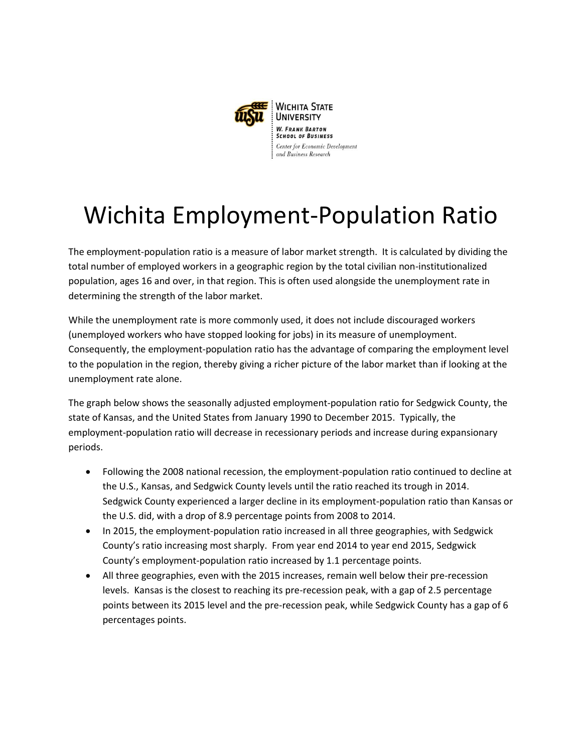Wichita State University
W. Frank Barton School of Business
*Center for Economic Development and Business Research*

# Wichita Employment-Population Ratio

The employment-population ratio is a measure of labor market strength. It is calculated by dividing the total number of employed workers in a geographic region by the total civilian non-institutionalized population, ages 16 and over, in that region. This is often used alongside the unemployment rate in determining the strength of the labor market.

While the unemployment rate is more commonly used, it does not include discouraged workers (unemployed workers who have stopped looking for jobs) in its measure of unemployment. Consequently, the employment-population ratio has the advantage of comparing the employment level to the population in the region, thereby giving a richer picture of the labor market than if looking at the unemployment rate alone.

The graph below shows the seasonally adjusted employment-population ratio for Sedgwick County, the state of Kansas, and the United States from January 1990 to December 2015. Typically, the employment-population ratio will decrease in recessionary periods and increase during expansionary periods.

- Following the 2008 national recession, the employment-population ratio continued to decline at the U.S., Kansas, and Sedgwick County levels until the ratio reached its trough in 2014. Sedgwick County experienced a larger decline in its employment-population ratio than Kansas or the U.S. did, with a drop of 8.9 percentage points from 2008 to 2014.
- In 2015, the employment-population ratio increased in all three geographies, with Sedgwick County's ratio increasing most sharply. From year end 2014 to year end 2015, Sedgwick County's employment-population ratio increased by 1.1 percentage points.
- All three geographies, even with the 2015 increases, remain well below their pre-recession levels. Kansas is the closest to reaching its pre-recession peak, with a gap of 2.5 percentage points between its 2015 level and the pre-recession peak, while Sedgwick County has a gap of 6 percentages points.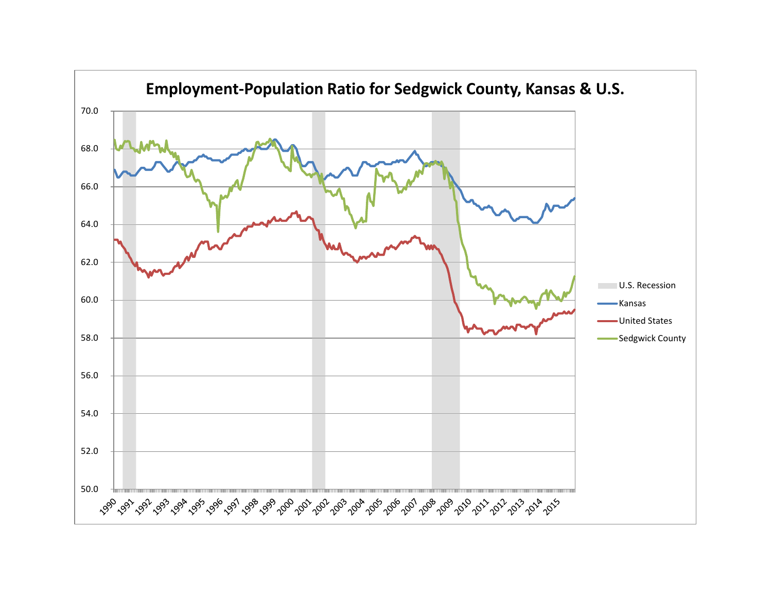# Employment-Population Ratio for Sedgwick County, Kansas & U.S.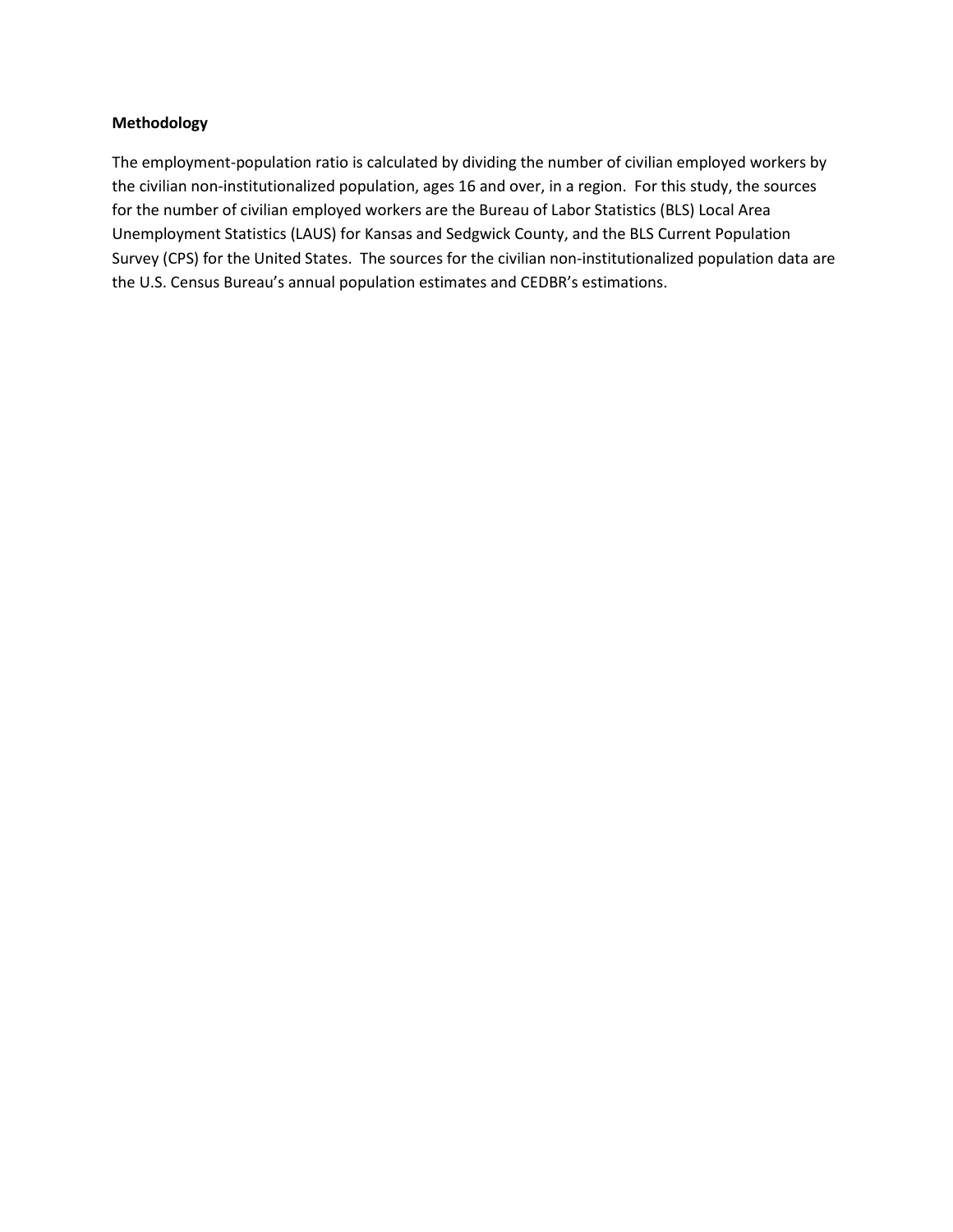**Methodology**

The employment-population ratio is calculated by dividing the number of civilian employed workers by the civilian non-institutionalized population, ages 16 and over, in a region. For this study, the sources for the number of civilian employed workers are the Bureau of Labor Statistics (BLS) Local Area Unemployment Statistics (LAUS) for Kansas and Sedgwick County, and the BLS Current Population Survey (CPS) for the United States. The sources for the civilian non-institutionalized population data are the U.S. Census Bureau's annual population estimates and CEDBR's estimations.